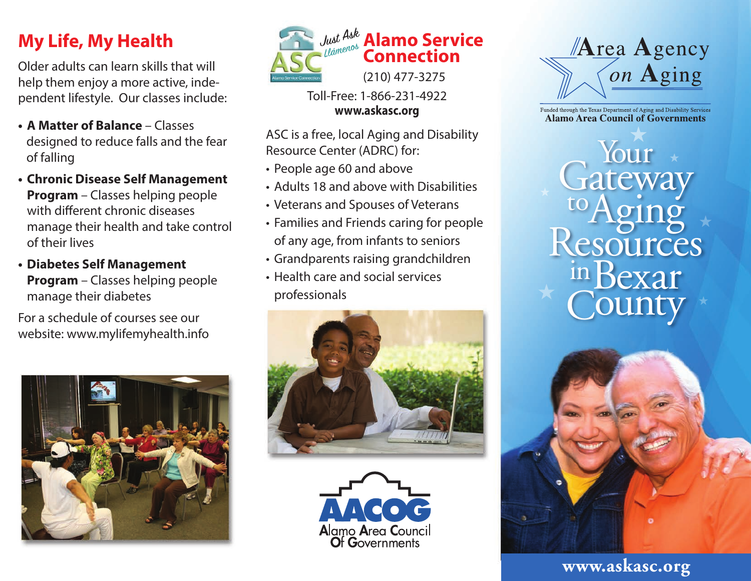## My Life, My Health

Older adults can learn skills that will help them enjoy a more active, independent lifestyle. Our classes include:

- **A Matter of Balance** – Classes designed to reduce falls and the fear of falling
- **Chronic Disease Self Management Program** – Classes helping people with different chronic diseases manage their health and take control of their lives
- **Diabetes Self Management Program** – Classes helping people manage their diabetes

For a schedule of courses see our website: www.mylifemyhealth.info

## Alamo Service Connection

*Just Ask / Llámenos*

(210) 477-3275

Toll-Free: 1-866-231-4922

**www.askasc.org**

ASC is a free, local Aging and Disability Resource Center (ADRC) for:

- People age 60 and above
- Adults 18 and above with Disabilities
- Veterans and Spouses of Veterans
- Families and Friends caring for people of any age, from infants to seniors
- Grandparents raising grandchildren
- Health care and social services professionals

AACOG
Alamo Area Council Of Governments

# Area Agency on Aging

Funded through the Texas Department of Aging and Disability Services
**Alamo Area Council of Governments**

# Your Gateway to Aging Resources in Bexar County

www.askasc.org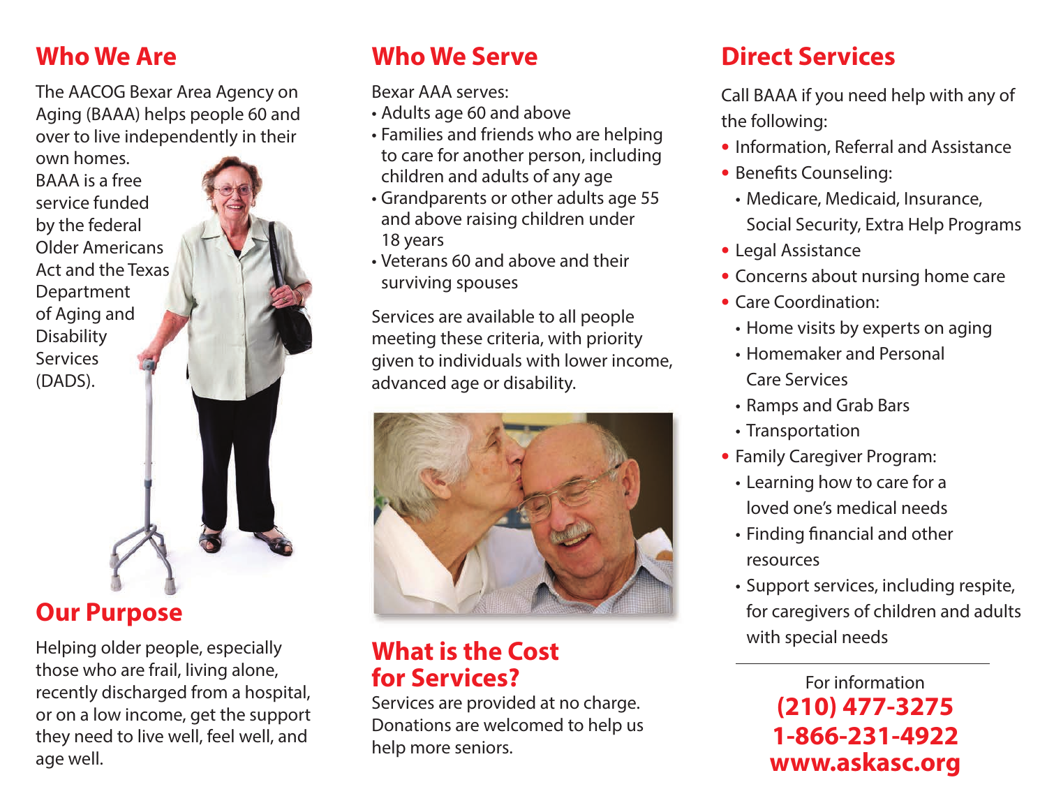## Who We Are

The AACOG Bexar Area Agency on Aging (BAAA) helps people 60 and over to live independently in their own homes.

BAAA is a free service funded by the federal Older Americans Act and the Texas Department of Aging and Disability Services (DADS).

## Our Purpose

Helping older people, especially those who are frail, living alone, recently discharged from a hospital, or on a low income, get the support they need to live well, feel well, and age well.

## Who We Serve

Bexar AAA serves:

- Adults age 60 and above
- Families and friends who are helping to care for another person, including children and adults of any age
- Grandparents or other adults age 55 and above raising children under 18 years
- Veterans 60 and above and their surviving spouses

Services are available to all people meeting these criteria, with priority given to individuals with lower income, advanced age or disability.

## What is the Cost for Services?

Services are provided at no charge. Donations are welcomed to help us help more seniors.

## Direct Services

Call BAAA if you need help with any of the following:

- Information, Referral and Assistance
- Benefits Counseling:
  - Medicare, Medicaid, Insurance, Social Security, Extra Help Programs
- Legal Assistance
- Concerns about nursing home care
- Care Coordination:
  - Home visits by experts on aging
  - Homemaker and Personal Care Services
  - Ramps and Grab Bars
  - Transportation
- Family Caregiver Program:
  - Learning how to care for a loved one's medical needs
  - Finding financial and other resources
  - Support services, including respite, for caregivers of children and adults with special needs

---

For information

**(210) 477-3275**

**1-866-231-4922**

**www.askasc.org**